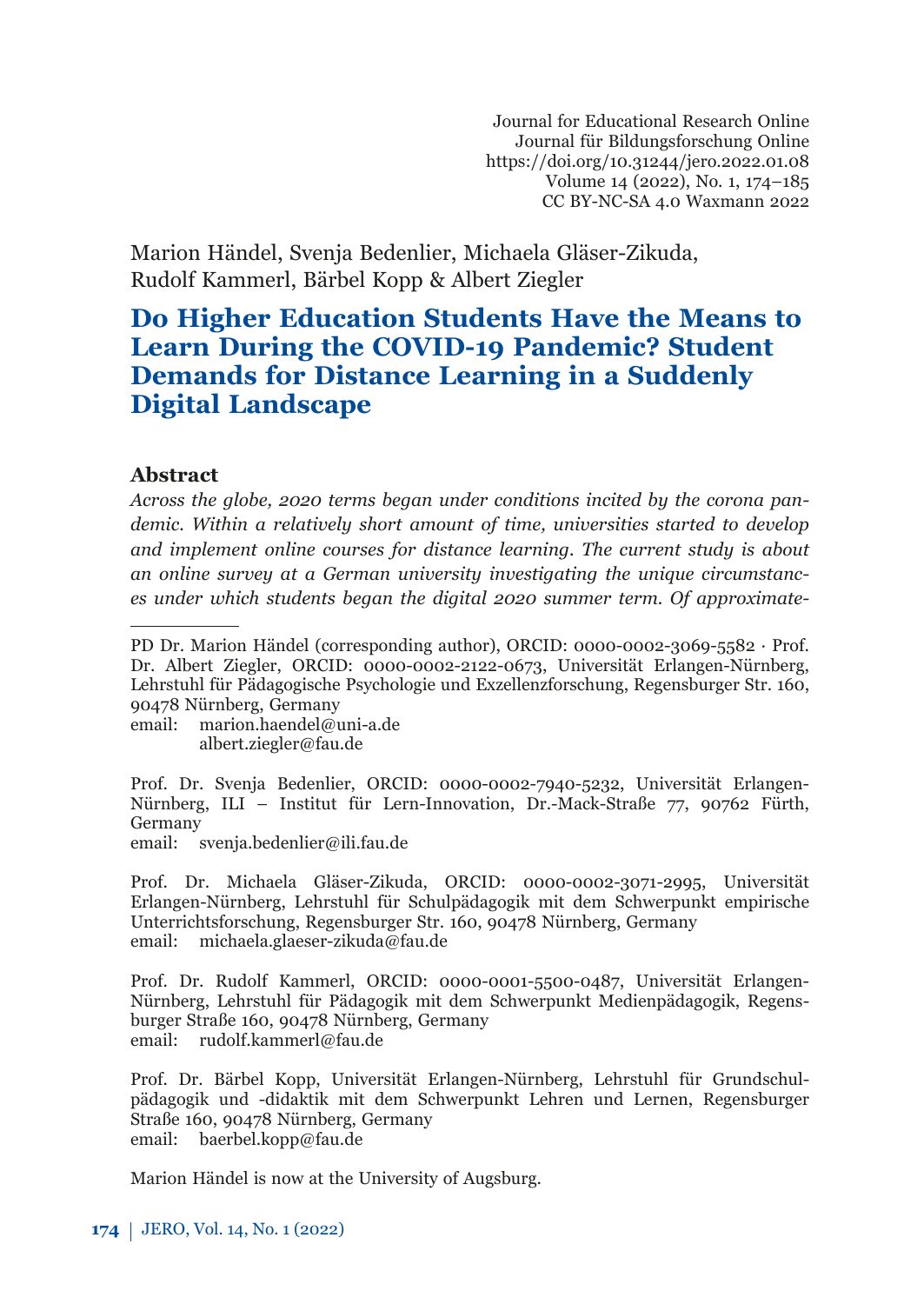Journal for Educational Research Online
Journal für Bildungsforschung Online
https://doi.org/10.31244/jero.2022.01.08
Volume 14 (2022), No. 1, 174–185
CC BY-NC-SA 4.0 Waxmann 2022

Marion Händel, Svenja Bedenlier, Michaela Gläser-Zikuda, Rudolf Kammerl, Bärbel Kopp & Albert Ziegler

# Do Higher Education Students Have the Means to Learn During the COVID-19 Pandemic? Student Demands for Distance Learning in a Suddenly Digital Landscape

## Abstract

*Across the globe, 2020 terms began under conditions incited by the corona pandemic. Within a relatively short amount of time, universities started to develop and implement online courses for distance learning. The current study is about an online survey at a German university investigating the unique circumstances under which students began the digital 2020 summer term. Of approximate-*

---

PD Dr. Marion Händel (corresponding author), ORCID: 0000-0002-3069-5582 · Prof. Dr. Albert Ziegler, ORCID: 0000-0002-2122-0673, Universität Erlangen-Nürnberg, Lehrstuhl für Pädagogische Psychologie und Exzellenzforschung, Regensburger Str. 160, 90478 Nürnberg, Germany
email: marion.haendel@uni-a.de
albert.ziegler@fau.de

Prof. Dr. Svenja Bedenlier, ORCID: 0000-0002-7940-5232, Universität Erlangen-Nürnberg, ILI – Institut für Lern-Innovation, Dr.-Mack-Straße 77, 90762 Fürth, Germany
email: svenja.bedenlier@ili.fau.de

Prof. Dr. Michaela Gläser-Zikuda, ORCID: 0000-0002-3071-2995, Universität Erlangen-Nürnberg, Lehrstuhl für Schulpädagogik mit dem Schwerpunkt empirische Unterrichtsforschung, Regensburger Str. 160, 90478 Nürnberg, Germany
email: michaela.glaeser-zikuda@fau.de

Prof. Dr. Rudolf Kammerl, ORCID: 0000-0001-5500-0487, Universität Erlangen-Nürnberg, Lehrstuhl für Pädagogik mit dem Schwerpunkt Medienpädagogik, Regensburger Straße 160, 90478 Nürnberg, Germany
email: rudolf.kammerl@fau.de

Prof. Dr. Bärbel Kopp, Universität Erlangen-Nürnberg, Lehrstuhl für Grundschulpädagogik und -didaktik mit dem Schwerpunkt Lehren und Lernen, Regensburger Straße 160, 90478 Nürnberg, Germany
email: baerbel.kopp@fau.de

Marion Händel is now at the University of Augsburg.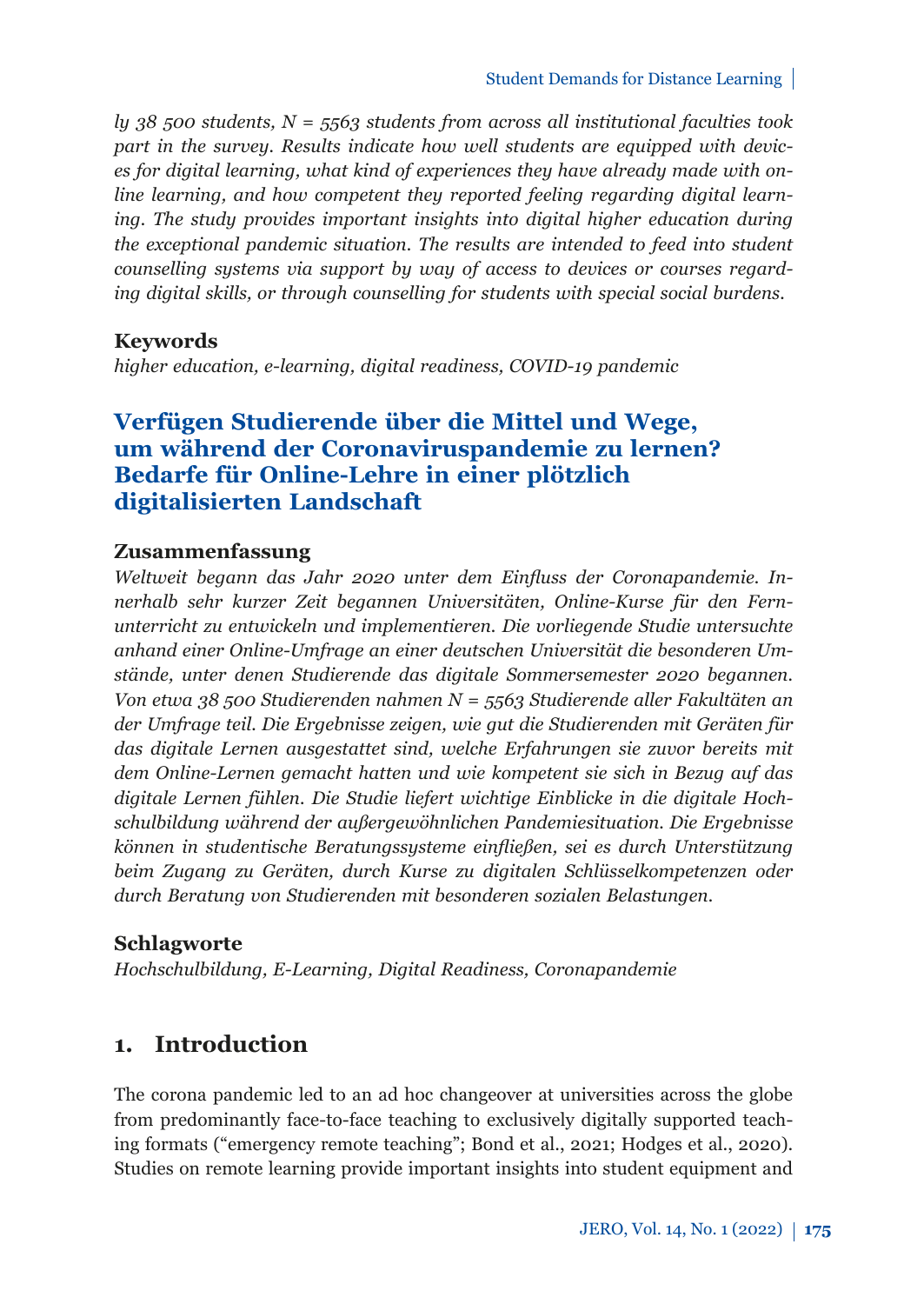*ly 38 500 students, N = 5563 students from across all institutional faculties took part in the survey. Results indicate how well students are equipped with devices for digital learning, what kind of experiences they have already made with online learning, and how competent they reported feeling regarding digital learning. The study provides important insights into digital higher education during the exceptional pandemic situation. The results are intended to feed into student counselling systems via support by way of access to devices or courses regarding digital skills, or through counselling for students with special social burdens.*

**Keywords**

*higher education, e-learning, digital readiness, COVID-19 pandemic*

## Verfügen Studierende über die Mittel und Wege, um während der Coronaviruspandemie zu lernen? Bedarfe für Online-Lehre in einer plötzlich digitalisierten Landschaft

**Zusammenfassung**

*Weltweit begann das Jahr 2020 unter dem Einfluss der Coronapandemie. Innerhalb sehr kurzer Zeit begannen Universitäten, Online-Kurse für den Fernunterricht zu entwickeln und implementieren. Die vorliegende Studie untersuchte anhand einer Online-Umfrage an einer deutschen Universität die besonderen Umstände, unter denen Studierende das digitale Sommersemester 2020 begannen. Von etwa 38 500 Studierenden nahmen N = 5563 Studierende aller Fakultäten an der Umfrage teil. Die Ergebnisse zeigen, wie gut die Studierenden mit Geräten für das digitale Lernen ausgestattet sind, welche Erfahrungen sie zuvor bereits mit dem Online-Lernen gemacht hatten und wie kompetent sie sich in Bezug auf das digitale Lernen fühlen. Die Studie liefert wichtige Einblicke in die digitale Hochschulbildung während der außergewöhnlichen Pandemiesituation. Die Ergebnisse können in studentische Beratungssysteme einfließen, sei es durch Unterstützung beim Zugang zu Geräten, durch Kurse zu digitalen Schlüsselkompetenzen oder durch Beratung von Studierenden mit besonderen sozialen Belastungen.*

**Schlagworte**

*Hochschulbildung, E-Learning, Digital Readiness, Coronapandemie*

## 1. Introduction

The corona pandemic led to an ad hoc changeover at universities across the globe from predominantly face-to-face teaching to exclusively digitally supported teaching formats ("emergency remote teaching"; Bond et al., 2021; Hodges et al., 2020). Studies on remote learning provide important insights into student equipment and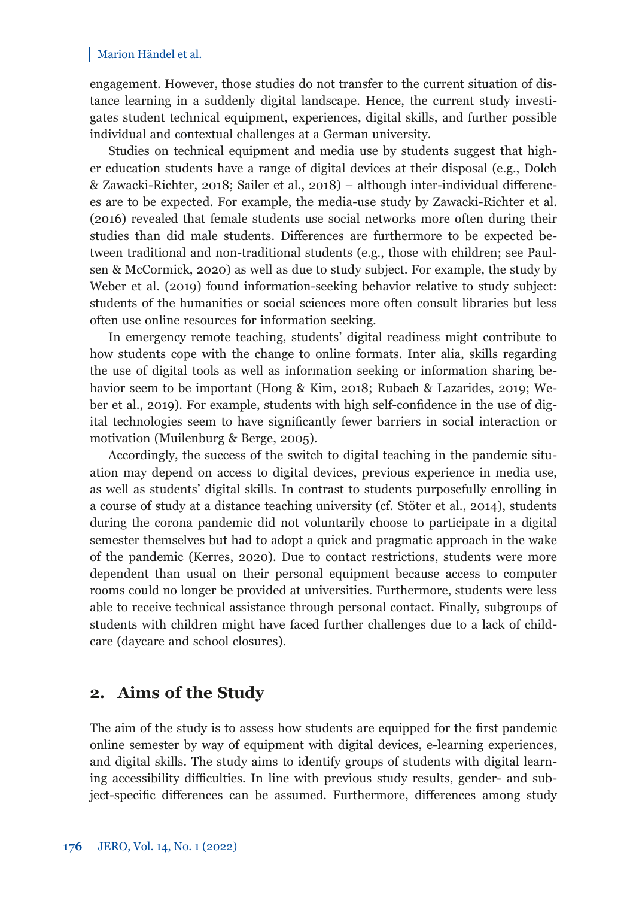engagement. However, those studies do not transfer to the current situation of distance learning in a suddenly digital landscape. Hence, the current study investigates student technical equipment, experiences, digital skills, and further possible individual and contextual challenges at a German university.

Studies on technical equipment and media use by students suggest that higher education students have a range of digital devices at their disposal (e.g., Dolch & Zawacki-Richter, 2018; Sailer et al., 2018) – although inter-individual differences are to be expected. For example, the media-use study by Zawacki-Richter et al. (2016) revealed that female students use social networks more often during their studies than did male students. Differences are furthermore to be expected between traditional and non-traditional students (e.g., those with children; see Paulsen & McCormick, 2020) as well as due to study subject. For example, the study by Weber et al. (2019) found information-seeking behavior relative to study subject: students of the humanities or social sciences more often consult libraries but less often use online resources for information seeking.

In emergency remote teaching, students' digital readiness might contribute to how students cope with the change to online formats. Inter alia, skills regarding the use of digital tools as well as information seeking or information sharing behavior seem to be important (Hong & Kim, 2018; Rubach & Lazarides, 2019; Weber et al., 2019). For example, students with high self-confidence in the use of digital technologies seem to have significantly fewer barriers in social interaction or motivation (Muilenburg & Berge, 2005).

Accordingly, the success of the switch to digital teaching in the pandemic situation may depend on access to digital devices, previous experience in media use, as well as students' digital skills. In contrast to students purposefully enrolling in a course of study at a distance teaching university (cf. Stöter et al., 2014), students during the corona pandemic did not voluntarily choose to participate in a digital semester themselves but had to adopt a quick and pragmatic approach in the wake of the pandemic (Kerres, 2020). Due to contact restrictions, students were more dependent than usual on their personal equipment because access to computer rooms could no longer be provided at universities. Furthermore, students were less able to receive technical assistance through personal contact. Finally, subgroups of students with children might have faced further challenges due to a lack of childcare (daycare and school closures).

## 2. Aims of the Study

The aim of the study is to assess how students are equipped for the first pandemic online semester by way of equipment with digital devices, e-learning experiences, and digital skills. The study aims to identify groups of students with digital learning accessibility difficulties. In line with previous study results, gender- and subject-specific differences can be assumed. Furthermore, differences among study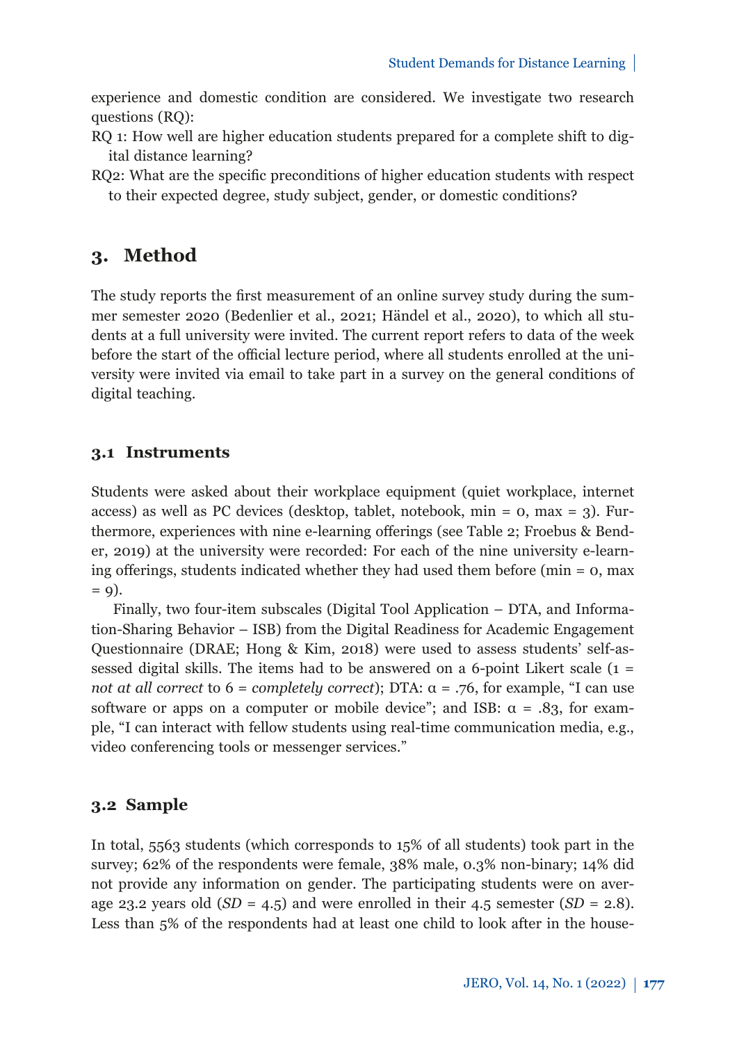experience and domestic condition are considered. We investigate two research questions (RQ):

RQ 1: How well are higher education students prepared for a complete shift to digital distance learning?

RQ2: What are the specific preconditions of higher education students with respect to their expected degree, study subject, gender, or domestic conditions?

## 3. Method

The study reports the first measurement of an online survey study during the summer semester 2020 (Bedenlier et al., 2021; Händel et al., 2020), to which all students at a full university were invited. The current report refers to data of the week before the start of the official lecture period, where all students enrolled at the university were invited via email to take part in a survey on the general conditions of digital teaching.

### 3.1 Instruments

Students were asked about their workplace equipment (quiet workplace, internet access) as well as PC devices (desktop, tablet, notebook, min = 0, max = 3). Furthermore, experiences with nine e-learning offerings (see Table 2; Froebus & Bender, 2019) at the university were recorded: For each of the nine university e-learning offerings, students indicated whether they had used them before (min = 0, max = 9).

Finally, two four-item subscales (Digital Tool Application – DTA, and Information-Sharing Behavior – ISB) from the Digital Readiness for Academic Engagement Questionnaire (DRAE; Hong & Kim, 2018) were used to assess students' self-assessed digital skills. The items had to be answered on a 6-point Likert scale (1 = *not at all correct* to 6 = *completely correct*); DTA: $\alpha = .76$, for example, "I can use software or apps on a computer or mobile device"; and ISB: $\alpha = .83$, for example, "I can interact with fellow students using real-time communication media, e.g., video conferencing tools or messenger services."

### 3.2 Sample

In total, 5563 students (which corresponds to 15% of all students) took part in the survey; 62% of the respondents were female, 38% male, 0.3% non-binary; 14% did not provide any information on gender. The participating students were on average 23.2 years old ($SD = 4.5$) and were enrolled in their 4.5 semester ($SD = 2.8$). Less than 5% of the respondents had at least one child to look after in the house-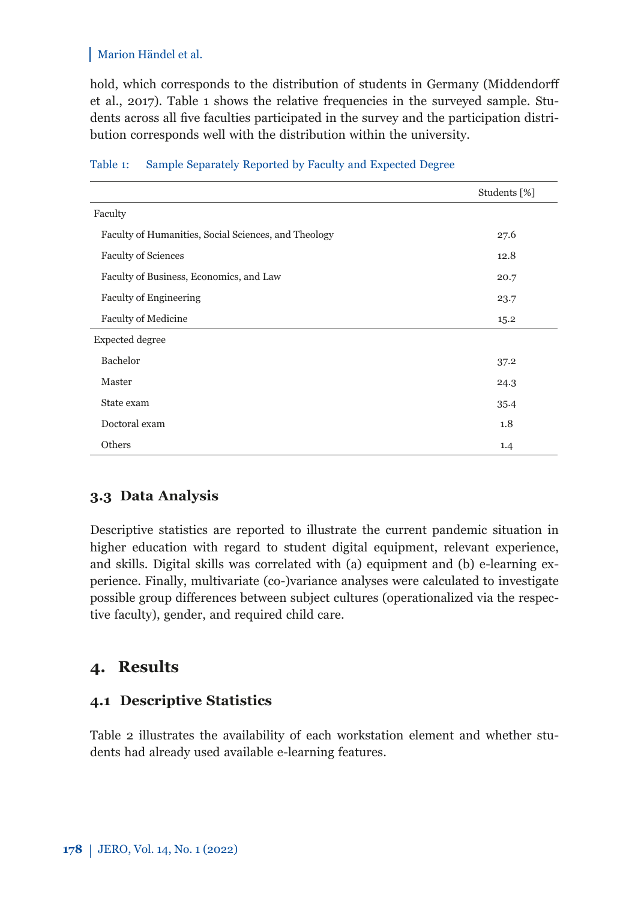hold, which corresponds to the distribution of students in Germany (Middendorff et al., 2017). Table 1 shows the relative frequencies in the surveyed sample. Students across all five faculties participated in the survey and the participation distribution corresponds well with the distribution within the university.

Table 1: Sample Separately Reported by Faculty and Expected Degree

| | Students [%] |
|---|---|
| Faculty | |
| Faculty of Humanities, Social Sciences, and Theology | 27.6 |
| Faculty of Sciences | 12.8 |
| Faculty of Business, Economics, and Law | 20.7 |
| Faculty of Engineering | 23.7 |
| Faculty of Medicine | 15.2 |
| Expected degree | |
| Bachelor | 37.2 |
| Master | 24.3 |
| State exam | 35.4 |
| Doctoral exam | 1.8 |
| Others | 1.4 |

### 3.3 Data Analysis

Descriptive statistics are reported to illustrate the current pandemic situation in higher education with regard to student digital equipment, relevant experience, and skills. Digital skills was correlated with (a) equipment and (b) e-learning experience. Finally, multivariate (co-)variance analyses were calculated to investigate possible group differences between subject cultures (operationalized via the respective faculty), gender, and required child care.

## 4. Results

### 4.1 Descriptive Statistics

Table 2 illustrates the availability of each workstation element and whether students had already used available e-learning features.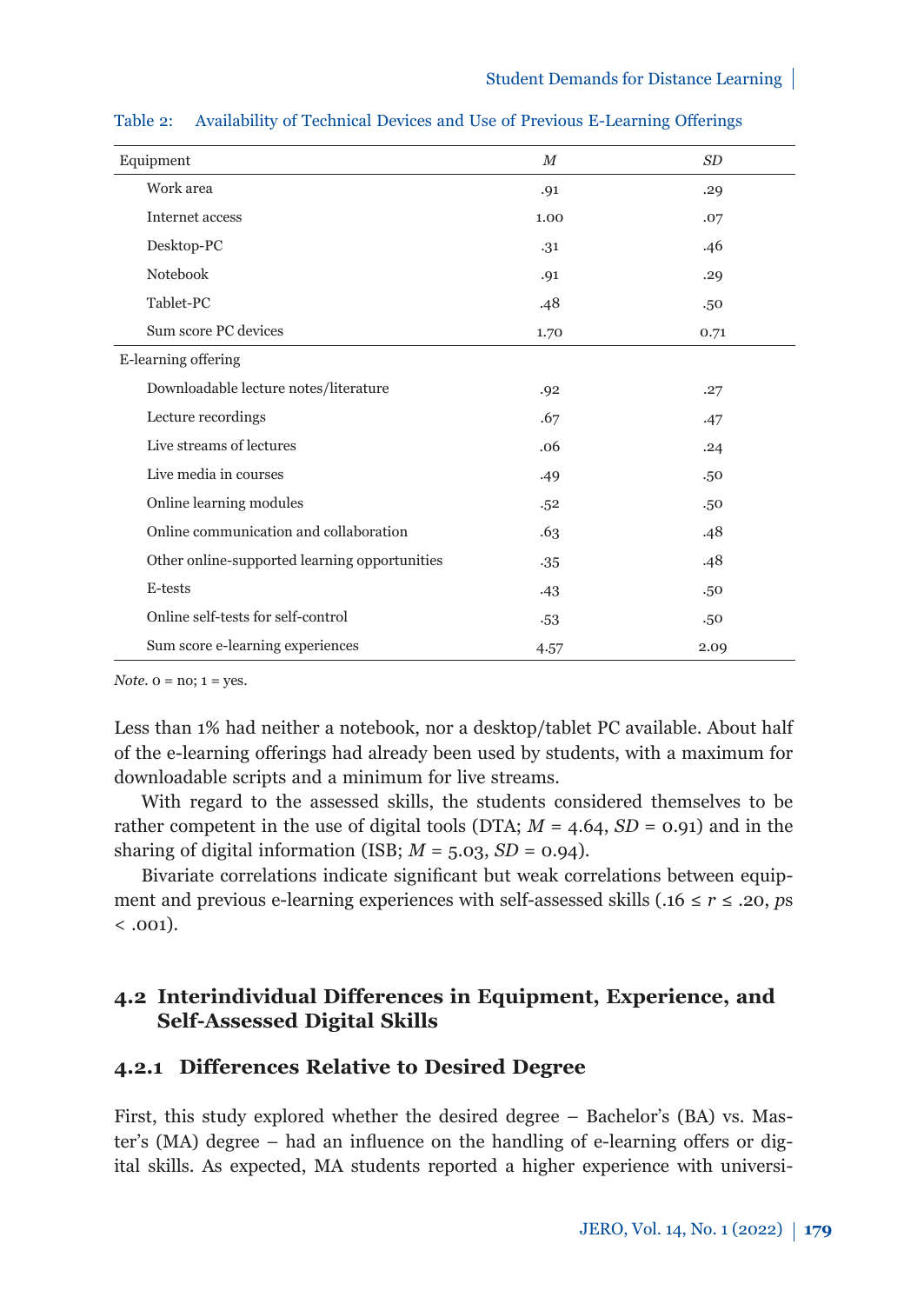Table 2: Availability of Technical Devices and Use of Previous E-Learning Offerings

| Equipment | *M* | *SD* |
|---|---|---|
| Work area | .91 | .29 |
| Internet access | 1.00 | .07 |
| Desktop-PC | .31 | .46 |
| Notebook | .91 | .29 |
| Tablet-PC | .48 | .50 |
| Sum score PC devices | 1.70 | 0.71 |
| **E-learning offering** | | |
| Downloadable lecture notes/literature | .92 | .27 |
| Lecture recordings | .67 | .47 |
| Live streams of lectures | .06 | .24 |
| Live media in courses | .49 | .50 |
| Online learning modules | .52 | .50 |
| Online communication and collaboration | .63 | .48 |
| Other online-supported learning opportunities | .35 | .48 |
| E-tests | .43 | .50 |
| Online self-tests for self-control | .53 | .50 |
| Sum score e-learning experiences | 4.57 | 2.09 |

*Note.* 0 = no; 1 = yes.

Less than 1% had neither a notebook, nor a desktop/tablet PC available. About half of the e-learning offerings had already been used by students, with a maximum for downloadable scripts and a minimum for live streams.

With regard to the assessed skills, the students considered themselves to be rather competent in the use of digital tools (DTA; $M = 4.64$, $SD = 0.91$) and in the sharing of digital information (ISB; $M = 5.03$, $SD = 0.94$).

Bivariate correlations indicate significant but weak correlations between equipment and previous e-learning experiences with self-assessed skills ($.16 \leq r \leq .20$, $p$s $< .001$).

## 4.2 Interindividual Differences in Equipment, Experience, and Self-Assessed Digital Skills

### 4.2.1 Differences Relative to Desired Degree

First, this study explored whether the desired degree – Bachelor's (BA) vs. Master's (MA) degree – had an influence on the handling of e-learning offers or digital skills. As expected, MA students reported a higher experience with universi-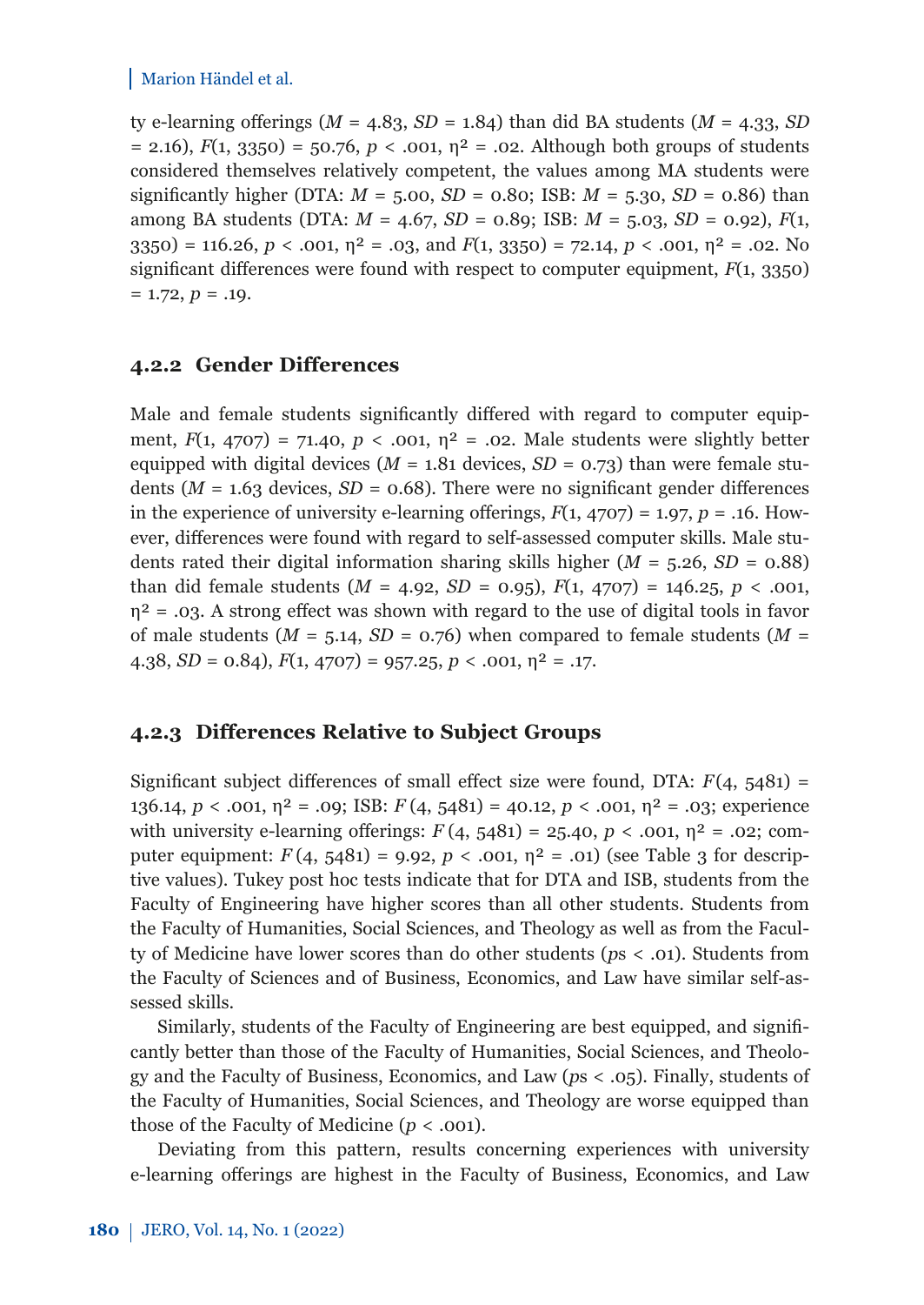ty e-learning offerings ($M = 4.83$, $SD = 1.84$) than did BA students ($M = 4.33$, $SD = 2.16$), $F(1, 3350) = 50.76$, $p < .001$, $\eta^2 = .02$. Although both groups of students considered themselves relatively competent, the values among MA students were significantly higher (DTA: $M = 5.00$, $SD = 0.80$; ISB: $M = 5.30$, $SD = 0.86$) than among BA students (DTA: $M = 4.67$, $SD = 0.89$; ISB: $M = 5.03$, $SD = 0.92$), $F(1, 3350) = 116.26$, $p < .001$, $\eta^2 = .03$, and $F(1, 3350) = 72.14$, $p < .001$, $\eta^2 = .02$. No significant differences were found with respect to computer equipment, $F(1, 3350) = 1.72$, $p = .19$.

### 4.2.2 Gender Differences

Male and female students significantly differed with regard to computer equipment, $F(1, 4707) = 71.40$, $p < .001$, $\eta^2 = .02$. Male students were slightly better equipped with digital devices ($M = 1.81$ devices, $SD = 0.73$) than were female students ($M = 1.63$ devices, $SD = 0.68$). There were no significant gender differences in the experience of university e-learning offerings, $F(1, 4707) = 1.97$, $p = .16$. However, differences were found with regard to self-assessed computer skills. Male students rated their digital information sharing skills higher ($M = 5.26$, $SD = 0.88$) than did female students ($M = 4.92$, $SD = 0.95$), $F(1, 4707) = 146.25$, $p < .001$, $\eta^2 = .03$. A strong effect was shown with regard to the use of digital tools in favor of male students ($M = 5.14$, $SD = 0.76$) when compared to female students ($M = 4.38$, $SD = 0.84$), $F(1, 4707) = 957.25$, $p < .001$, $\eta^2 = .17$.

### 4.2.3 Differences Relative to Subject Groups

Significant subject differences of small effect size were found, DTA: $F(4, 5481) = 136.14$, $p < .001$, $\eta^2 = .09$; ISB: $F(4, 5481) = 40.12$, $p < .001$, $\eta^2 = .03$; experience with university e-learning offerings: $F(4, 5481) = 25.40$, $p < .001$, $\eta^2 = .02$; computer equipment: $F(4, 5481) = 9.92$, $p < .001$, $\eta^2 = .01$) (see Table 3 for descriptive values). Tukey post hoc tests indicate that for DTA and ISB, students from the Faculty of Engineering have higher scores than all other students. Students from the Faculty of Humanities, Social Sciences, and Theology as well as from the Faculty of Medicine have lower scores than do other students ($p$s $< .01$). Students from the Faculty of Sciences and of Business, Economics, and Law have similar self-assessed skills.

Similarly, students of the Faculty of Engineering are best equipped, and significantly better than those of the Faculty of Humanities, Social Sciences, and Theology and the Faculty of Business, Economics, and Law ($p$s $< .05$). Finally, students of the Faculty of Humanities, Social Sciences, and Theology are worse equipped than those of the Faculty of Medicine ($p < .001$).

Deviating from this pattern, results concerning experiences with university e-learning offerings are highest in the Faculty of Business, Economics, and Law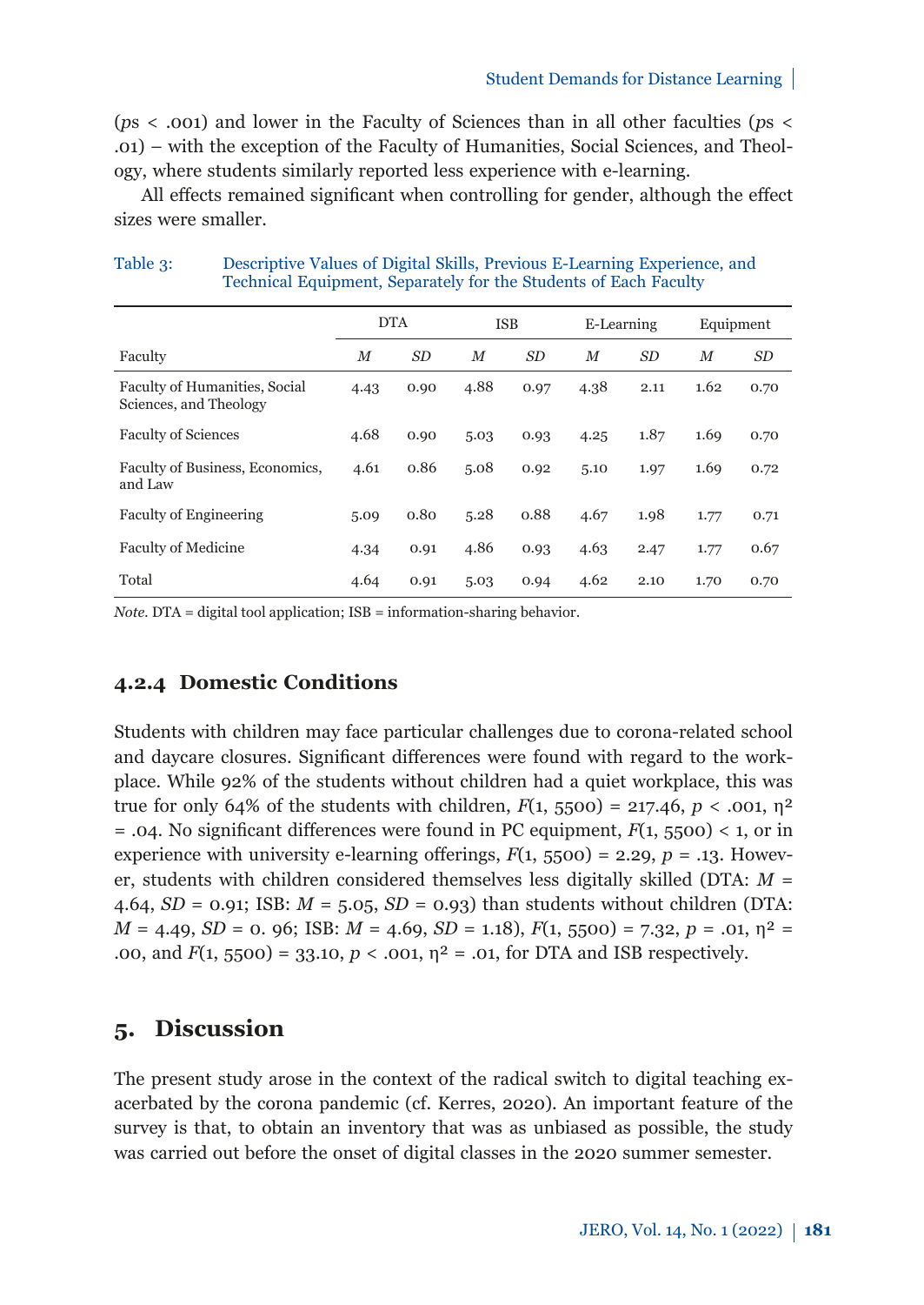($p$s < .001) and lower in the Faculty of Sciences than in all other faculties ($p$s < .01) – with the exception of the Faculty of Humanities, Social Sciences, and Theology, where students similarly reported less experience with e-learning.

All effects remained significant when controlling for gender, although the effect sizes were smaller.

Table 3: Descriptive Values of Digital Skills, Previous E-Learning Experience, and Technical Equipment, Separately for the Students of Each Faculty

| | DTA | | ISB | | E-Learning | | Equipment | |
|---|---|---|---|---|---|---|---|---|
| Faculty | *M* | *SD* | *M* | *SD* | *M* | *SD* | *M* | *SD* |
| Faculty of Humanities, Social Sciences, and Theology | 4.43 | 0.90 | 4.88 | 0.97 | 4.38 | 2.11 | 1.62 | 0.70 |
| Faculty of Sciences | 4.68 | 0.90 | 5.03 | 0.93 | 4.25 | 1.87 | 1.69 | 0.70 |
| Faculty of Business, Economics, and Law | 4.61 | 0.86 | 5.08 | 0.92 | 5.10 | 1.97 | 1.69 | 0.72 |
| Faculty of Engineering | 5.09 | 0.80 | 5.28 | 0.88 | 4.67 | 1.98 | 1.77 | 0.71 |
| Faculty of Medicine | 4.34 | 0.91 | 4.86 | 0.93 | 4.63 | 2.47 | 1.77 | 0.67 |
| Total | 4.64 | 0.91 | 5.03 | 0.94 | 4.62 | 2.10 | 1.70 | 0.70 |

*Note.* DTA = digital tool application; ISB = information-sharing behavior.

### 4.2.4 Domestic Conditions

Students with children may face particular challenges due to corona-related school and daycare closures. Significant differences were found with regard to the workplace. While 92% of the students without children had a quiet workplace, this was true for only 64% of the students with children, $F(1, 5500) = 217.46$, $p < .001$, $\eta^2 = .04$. No significant differences were found in PC equipment, $F(1, 5500) < 1$, or in experience with university e-learning offerings, $F(1, 5500) = 2.29$, $p = .13$. However, students with children considered themselves less digitally skilled (DTA: $M = 4.64$, $SD = 0.91$; ISB: $M = 5.05$, $SD = 0.93$) than students without children (DTA: $M = 4.49$, $SD = 0.96$; ISB: $M = 4.69$, $SD = 1.18$), $F(1, 5500) = 7.32$, $p = .01$, $\eta^2 = .00$, and $F(1, 5500) = 33.10$, $p < .001$, $\eta^2 = .01$, for DTA and ISB respectively.

## 5. Discussion

The present study arose in the context of the radical switch to digital teaching exacerbated by the corona pandemic (cf. Kerres, 2020). An important feature of the survey is that, to obtain an inventory that was as unbiased as possible, the study was carried out before the onset of digital classes in the 2020 summer semester.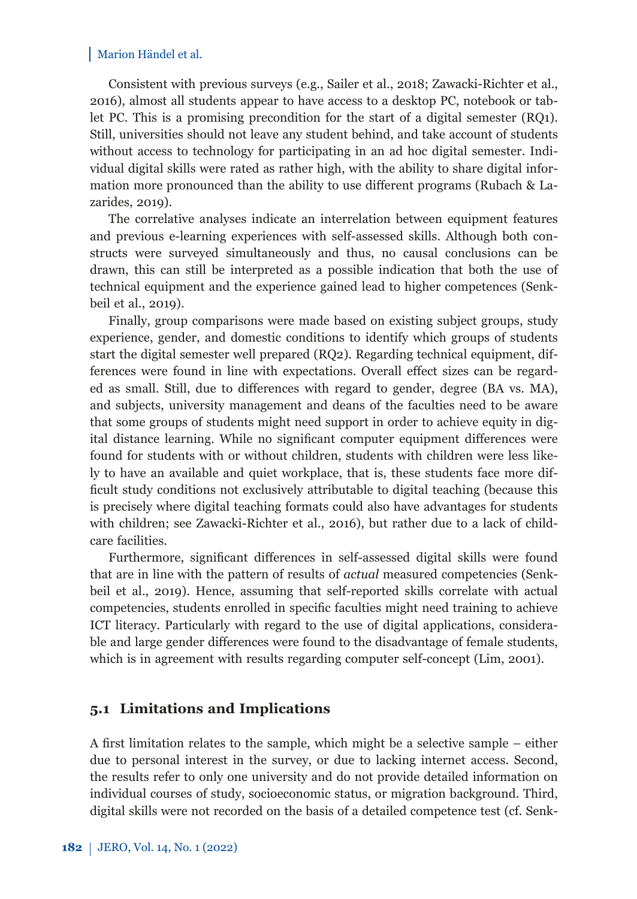Consistent with previous surveys (e.g., Sailer et al., 2018; Zawacki-Richter et al., 2016), almost all students appear to have access to a desktop PC, notebook or tablet PC. This is a promising precondition for the start of a digital semester (RQ1). Still, universities should not leave any student behind, and take account of students without access to technology for participating in an ad hoc digital semester. Individual digital skills were rated as rather high, with the ability to share digital information more pronounced than the ability to use different programs (Rubach & Lazarides, 2019).

The correlative analyses indicate an interrelation between equipment features and previous e-learning experiences with self-assessed skills. Although both constructs were surveyed simultaneously and thus, no causal conclusions can be drawn, this can still be interpreted as a possible indication that both the use of technical equipment and the experience gained lead to higher competences (Senkbeil et al., 2019).

Finally, group comparisons were made based on existing subject groups, study experience, gender, and domestic conditions to identify which groups of students start the digital semester well prepared (RQ2). Regarding technical equipment, differences were found in line with expectations. Overall effect sizes can be regarded as small. Still, due to differences with regard to gender, degree (BA vs. MA), and subjects, university management and deans of the faculties need to be aware that some groups of students might need support in order to achieve equity in digital distance learning. While no significant computer equipment differences were found for students with or without children, students with children were less likely to have an available and quiet workplace, that is, these students face more difficult study conditions not exclusively attributable to digital teaching (because this is precisely where digital teaching formats could also have advantages for students with children; see Zawacki-Richter et al., 2016), but rather due to a lack of childcare facilities.

Furthermore, significant differences in self-assessed digital skills were found that are in line with the pattern of results of *actual* measured competencies (Senkbeil et al., 2019). Hence, assuming that self-reported skills correlate with actual competencies, students enrolled in specific faculties might need training to achieve ICT literacy. Particularly with regard to the use of digital applications, considerable and large gender differences were found to the disadvantage of female students, which is in agreement with results regarding computer self-concept (Lim, 2001).

### 5.1 Limitations and Implications

A first limitation relates to the sample, which might be a selective sample – either due to personal interest in the survey, or due to lacking internet access. Second, the results refer to only one university and do not provide detailed information on individual courses of study, socioeconomic status, or migration background. Third, digital skills were not recorded on the basis of a detailed competence test (cf. Senk-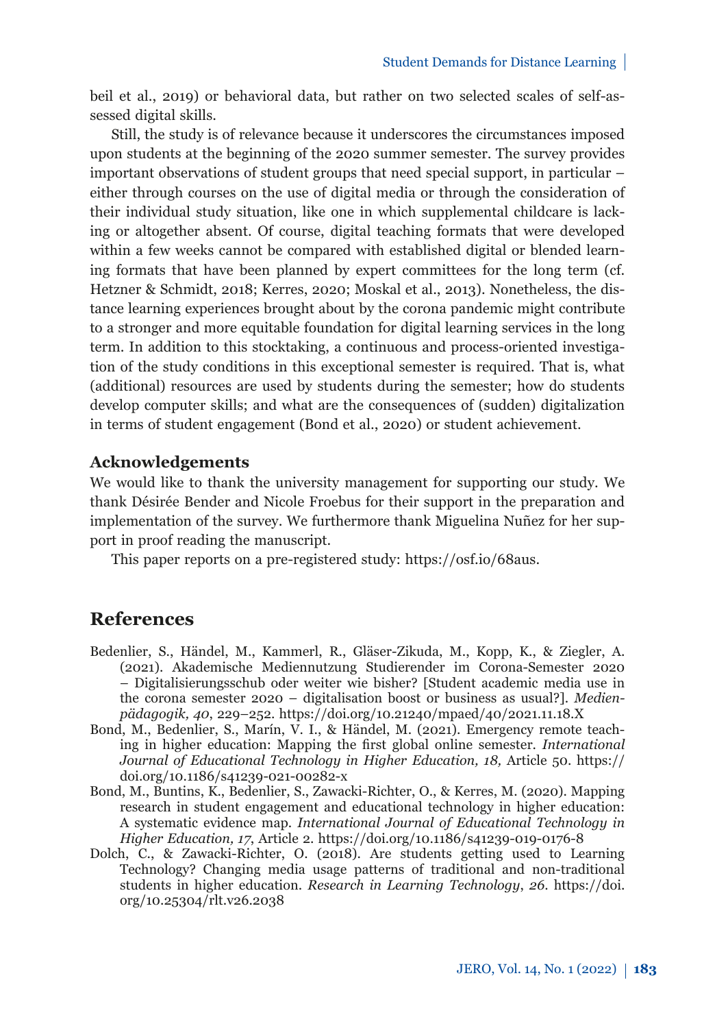beil et al., 2019) or behavioral data, but rather on two selected scales of self-assessed digital skills.

Still, the study is of relevance because it underscores the circumstances imposed upon students at the beginning of the 2020 summer semester. The survey provides important observations of student groups that need special support, in particular – either through courses on the use of digital media or through the consideration of their individual study situation, like one in which supplemental childcare is lacking or altogether absent. Of course, digital teaching formats that were developed within a few weeks cannot be compared with established digital or blended learning formats that have been planned by expert committees for the long term (cf. Hetzner & Schmidt, 2018; Kerres, 2020; Moskal et al., 2013). Nonetheless, the distance learning experiences brought about by the corona pandemic might contribute to a stronger and more equitable foundation for digital learning services in the long term. In addition to this stocktaking, a continuous and process-oriented investigation of the study conditions in this exceptional semester is required. That is, what (additional) resources are used by students during the semester; how do students develop computer skills; and what are the consequences of (sudden) digitalization in terms of student engagement (Bond et al., 2020) or student achievement.

### Acknowledgements

We would like to thank the university management for supporting our study. We thank Désirée Bender and Nicole Froebus for their support in the preparation and implementation of the survey. We furthermore thank Miguelina Nuñez for her support in proof reading the manuscript.

This paper reports on a pre-registered study: https://osf.io/68aus.

## References

Bedenlier, S., Händel, M., Kammerl, R., Gläser-Zikuda, M., Kopp, K., & Ziegler, A. (2021). Akademische Mediennutzung Studierender im Corona-Semester 2020 – Digitalisierungsschub oder weiter wie bisher? [Student academic media use in the corona semester 2020 – digitalisation boost or business as usual?]. *Medienpädagogik, 40*, 229–252. https://doi.org/10.21240/mpaed/40/2021.11.18.X

Bond, M., Bedenlier, S., Marín, V. I., & Händel, M. (2021). Emergency remote teaching in higher education: Mapping the first global online semester. *International Journal of Educational Technology in Higher Education, 18,* Article 50. https://doi.org/10.1186/s41239-021-00282-x

Bond, M., Buntins, K., Bedenlier, S., Zawacki-Richter, O., & Kerres, M. (2020). Mapping research in student engagement and educational technology in higher education: A systematic evidence map. *International Journal of Educational Technology in Higher Education, 17*, Article 2. https://doi.org/10.1186/s41239-019-0176-8

Dolch, C., & Zawacki-Richter, O. (2018). Are students getting used to Learning Technology? Changing media usage patterns of traditional and non-traditional students in higher education. *Research in Learning Technology*, *26*. https://doi.org/10.25304/rlt.v26.2038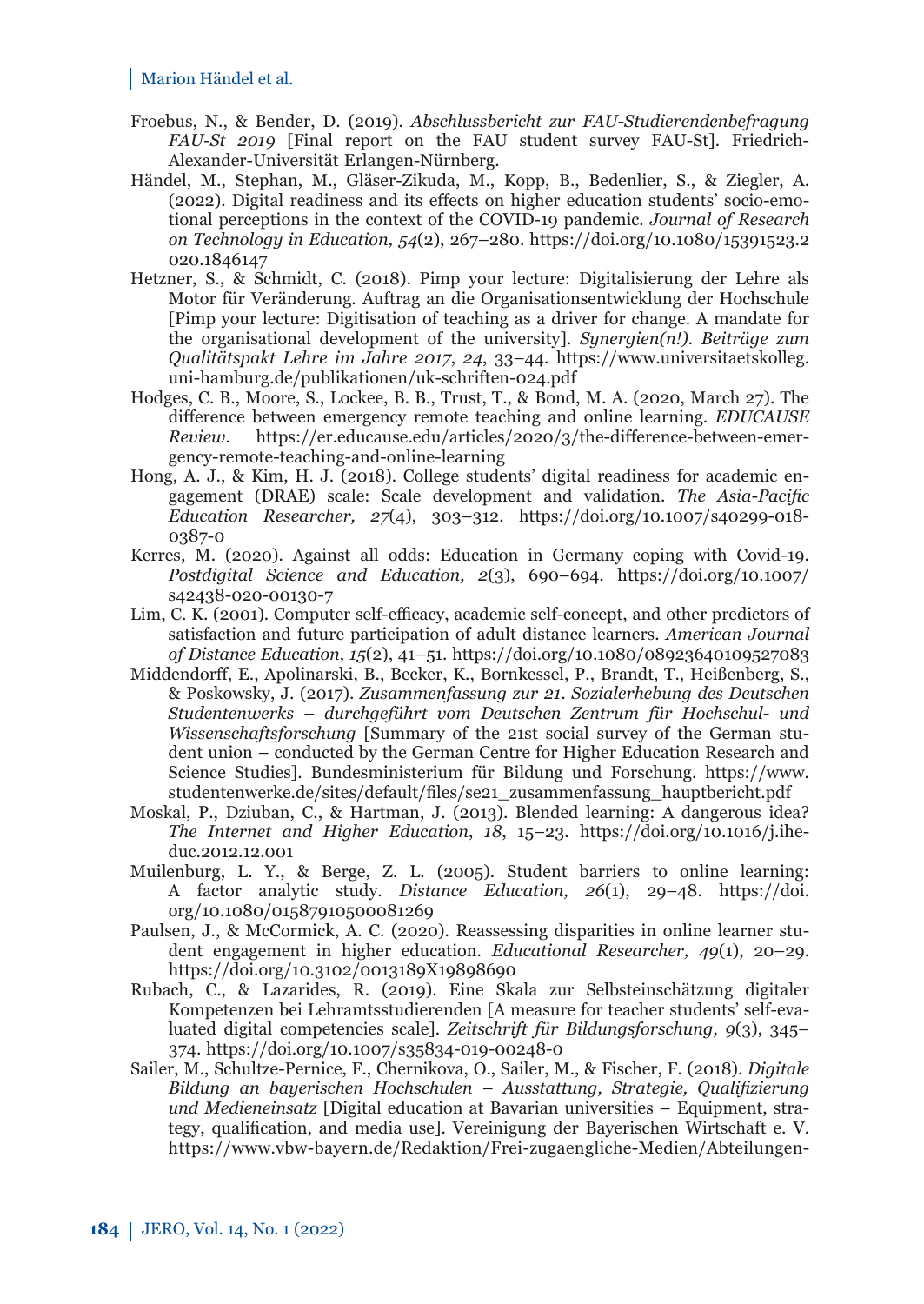Froebus, N., & Bender, D. (2019). *Abschlussbericht zur FAU-Studierendenbefragung FAU-St 2019* [Final report on the FAU student survey FAU-St]. Friedrich-Alexander-Universität Erlangen-Nürnberg.

Händel, M., Stephan, M., Gläser-Zikuda, M., Kopp, B., Bedenlier, S., & Ziegler, A. (2022). Digital readiness and its effects on higher education students' socio-emotional perceptions in the context of the COVID-19 pandemic. *Journal of Research on Technology in Education, 54*(2), 267–280. https://doi.org/10.1080/15391523.2020.1846147

Hetzner, S., & Schmidt, C. (2018). Pimp your lecture: Digitalisierung der Lehre als Motor für Veränderung. Auftrag an die Organisationsentwicklung der Hochschule [Pimp your lecture: Digitisation of teaching as a driver for change. A mandate for the organisational development of the university]. *Synergien(n!). Beiträge zum Qualitätspakt Lehre im Jahre 2017*, *24*, 33–44. https://www.universitaetskolleg.uni-hamburg.de/publikationen/uk-schriften-024.pdf

Hodges, C. B., Moore, S., Lockee, B. B., Trust, T., & Bond, M. A. (2020, March 27). The difference between emergency remote teaching and online learning. *EDUCAUSE Review*. https://er.educause.edu/articles/2020/3/the-difference-between-emergency-remote-teaching-and-online-learning

Hong, A. J., & Kim, H. J. (2018). College students' digital readiness for academic engagement (DRAE) scale: Scale development and validation. *The Asia-Pacific Education Researcher, 27*(4), 303–312. https://doi.org/10.1007/s40299-018-0387-0

Kerres, M. (2020). Against all odds: Education in Germany coping with Covid-19. *Postdigital Science and Education, 2*(3), 690–694. https://doi.org/10.1007/s42438-020-00130-7

Lim, C. K. (2001). Computer self-efficacy, academic self-concept, and other predictors of satisfaction and future participation of adult distance learners. *American Journal of Distance Education, 15*(2), 41–51. https://doi.org/10.1080/08923640109527083

Middendorff, E., Apolinarski, B., Becker, K., Bornkessel, P., Brandt, T., Heißenberg, S., & Poskowsky, J. (2017). *Zusammenfassung zur 21. Sozialerhebung des Deutschen Studentenwerks – durchgeführt vom Deutschen Zentrum für Hochschul- und Wissenschaftsforschung* [Summary of the 21st social survey of the German student union – conducted by the German Centre for Higher Education Research and Science Studies]. Bundesministerium für Bildung und Forschung. https://www.studentenwerke.de/sites/default/files/se21_zusammenfassung_hauptbericht.pdf

Moskal, P., Dziuban, C., & Hartman, J. (2013). Blended learning: A dangerous idea? *The Internet and Higher Education*, *18*, 15–23. https://doi.org/10.1016/j.iheduc.2012.12.001

Muilenburg, L. Y., & Berge, Z. L. (2005). Student barriers to online learning: A factor analytic study. *Distance Education, 26*(1), 29–48. https://doi.org/10.1080/01587910500081269

Paulsen, J., & McCormick, A. C. (2020). Reassessing disparities in online learner student engagement in higher education. *Educational Researcher, 49*(1), 20–29. https://doi.org/10.3102/0013189X19898690

Rubach, C., & Lazarides, R. (2019). Eine Skala zur Selbsteinschätzung digitaler Kompetenzen bei Lehramtsstudierenden [A measure for teacher students' self-evaluated digital competencies scale]. *Zeitschrift für Bildungsforschung, 9*(3), 345–374. https://doi.org/10.1007/s35834-019-00248-0

Sailer, M., Schultze-Pernice, F., Chernikova, O., Sailer, M., & Fischer, F. (2018). *Digitale Bildung an bayerischen Hochschulen – Ausstattung, Strategie, Qualifizierung und Medieneinsatz* [Digital education at Bavarian universities – Equipment, strategy, qualification, and media use]. Vereinigung der Bayerischen Wirtschaft e. V. https://www.vbw-bayern.de/Redaktion/Frei-zugaengliche-Medien/Abteilungen-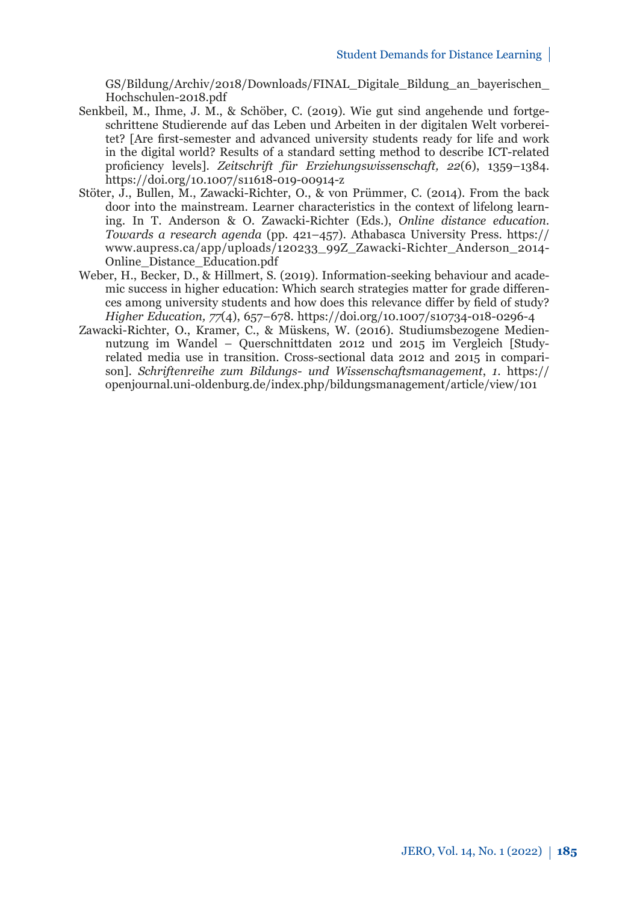GS/Bildung/Archiv/2018/Downloads/FINAL_Digitale_Bildung_an_bayerischen_Hochschulen-2018.pdf

Senkbeil, M., Ihme, J. M., & Schöber, C. (2019). Wie gut sind angehende und fortgeschrittene Studierende auf das Leben und Arbeiten in der digitalen Welt vorbereitet? [Are first-semester and advanced university students ready for life and work in the digital world? Results of a standard setting method to describe ICT-related proficiency levels]. *Zeitschrift für Erziehungswissenschaft, 22*(6), 1359–1384. https://doi.org/10.1007/s11618-019-00914-z

Stöter, J., Bullen, M., Zawacki-Richter, O., & von Prümmer, C. (2014). From the back door into the mainstream. Learner characteristics in the context of lifelong learning. In T. Anderson & O. Zawacki-Richter (Eds.), *Online distance education. Towards a research agenda* (pp. 421–457). Athabasca University Press. https://www.aupress.ca/app/uploads/120233_99Z_Zawacki-Richter_Anderson_2014-Online_Distance_Education.pdf

Weber, H., Becker, D., & Hillmert, S. (2019). Information-seeking behaviour and academic success in higher education: Which search strategies matter for grade differences among university students and how does this relevance differ by field of study? *Higher Education, 77*(4), 657–678. https://doi.org/10.1007/s10734-018-0296-4

Zawacki-Richter, O., Kramer, C., & Müskens, W. (2016). Studiumsbezogene Mediennutzung im Wandel – Querschnittdaten 2012 und 2015 im Vergleich [Study-related media use in transition. Cross-sectional data 2012 and 2015 in comparison]. *Schriftenreihe zum Bildungs- und Wissenschaftsmanagement*, *1*. https://openjournal.uni-oldenburg.de/index.php/bildungsmanagement/article/view/101